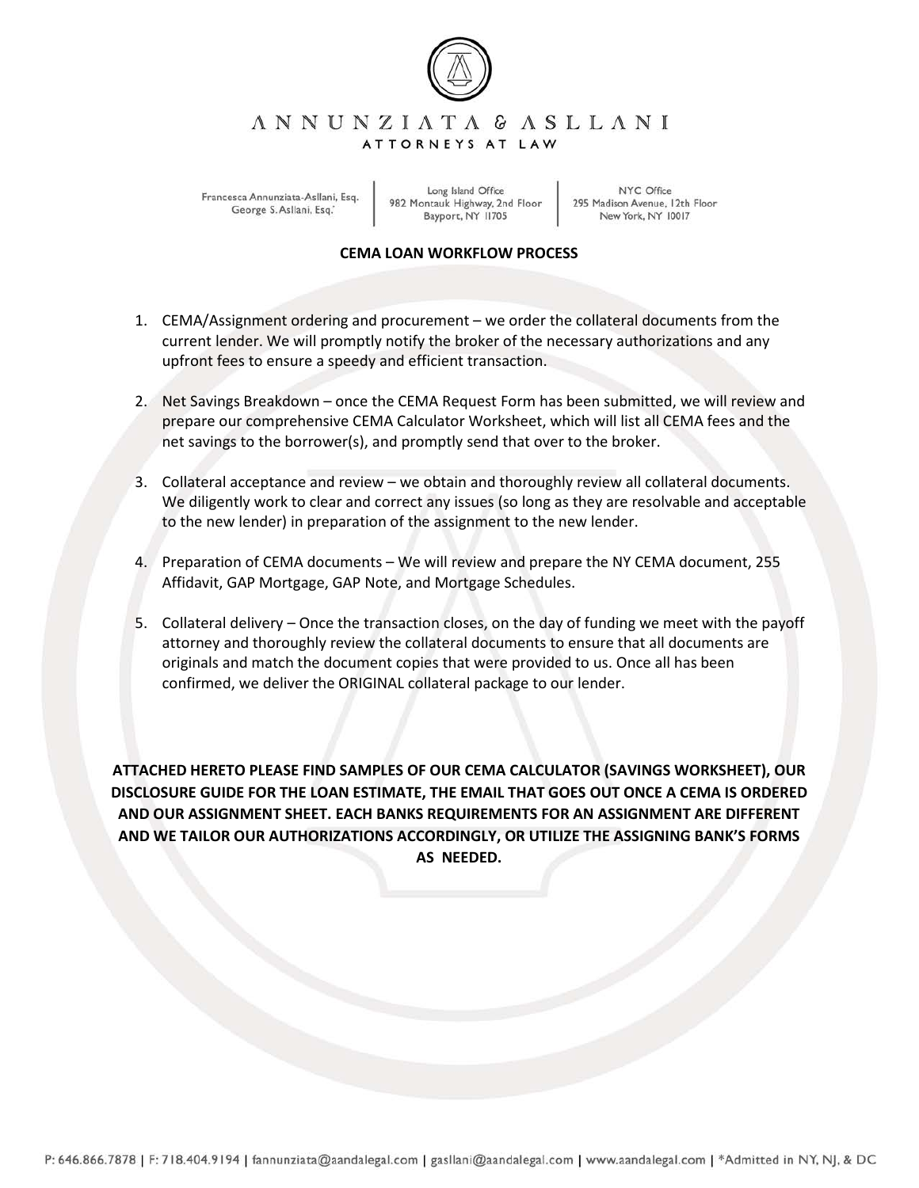# ANNUNZIATA & ASLLANI

ATTORNEYS AT LAW

Francesca Annunziata-Asllani, Esq.
George S. Asllani, Esq.*

Long Island Office
982 Montauk Highway, 2nd Floor
Bayport, NY 11705

NYC Office
295 Madison Avenue, 12th Floor
New York, NY 10017

## CEMA LOAN WORKFLOW PROCESS

1. CEMA/Assignment ordering and procurement – we order the collateral documents from the current lender. We will promptly notify the broker of the necessary authorizations and any upfront fees to ensure a speedy and efficient transaction.

2. Net Savings Breakdown – once the CEMA Request Form has been submitted, we will review and prepare our comprehensive CEMA Calculator Worksheet, which will list all CEMA fees and the net savings to the borrower(s), and promptly send that over to the broker.

3. Collateral acceptance and review – we obtain and thoroughly review all collateral documents. We diligently work to clear and correct any issues (so long as they are resolvable and acceptable to the new lender) in preparation of the assignment to the new lender.

4. Preparation of CEMA documents – We will review and prepare the NY CEMA document, 255 Affidavit, GAP Mortgage, GAP Note, and Mortgage Schedules.

5. Collateral delivery – Once the transaction closes, on the day of funding we meet with the payoff attorney and thoroughly review the collateral documents to ensure that all documents are originals and match the document copies that were provided to us. Once all has been confirmed, we deliver the ORIGINAL collateral package to our lender.

**ATTACHED HERETO PLEASE FIND SAMPLES OF OUR CEMA CALCULATOR (SAVINGS WORKSHEET), OUR DISCLOSURE GUIDE FOR THE LOAN ESTIMATE, THE EMAIL THAT GOES OUT ONCE A CEMA IS ORDERED AND OUR ASSIGNMENT SHEET. EACH BANKS REQUIREMENTS FOR AN ASSIGNMENT ARE DIFFERENT AND WE TAILOR OUR AUTHORIZATIONS ACCORDINGLY, OR UTILIZE THE ASSIGNING BANK'S FORMS AS NEEDED.**

P: 646.866.7878 | F: 718.404.9194 | fannunziata@aandalegal.com | gasllani@aandalegal.com | www.aandalegal.com | *Admitted in NY, NJ, & DC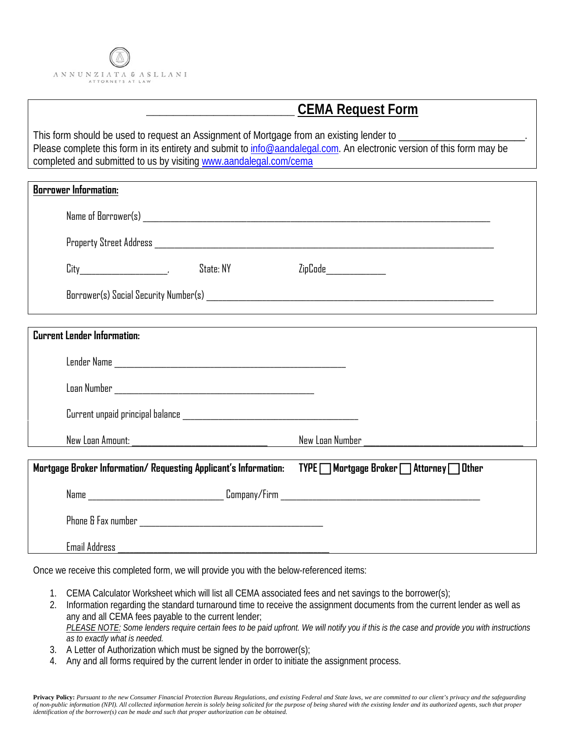ANNUNZIATA & ASLLANI
ATTORNEYS AT LAW

## ______________________ CEMA Request Form

This form should be used to request an Assignment of Mortgage from an existing lender to ____________________. Please complete this form in its entirety and submit to info@aandalegal.com. An electronic version of this form may be completed and submitted to us by visiting www.aandalegal.com/cema

**Borrower Information:**

Name of Borrower(s) ____________________________________________

Property Street Address ____________________________________________

City__________________, State: NY ZipCode____________

Borrower(s) Social Security Number(s) ____________________________________________

**Current Lender Information:**

Lender Name ____________________________________________

Loan Number ____________________________________________

Current unpaid principal balance ____________________________________________

New Loan Amount: __________________________ New Loan Number ______________________________

**Mortgage Broker Information/ Requesting Applicant's Information:** TYPE ☐ Mortgage Broker ☐ Attorney ☐ Other

Name __________________________ Company/Firm ____________________________________

Phone & Fax number ____________________________________

Email Address ____________________________________

Once we receive this completed form, we will provide you with the below-referenced items:

1. CEMA Calculator Worksheet which will list all CEMA associated fees and net savings to the borrower(s);
2. Information regarding the standard turnaround time to receive the assignment documents from the current lender as well as any and all CEMA fees payable to the current lender;
   *PLEASE NOTE: Some lenders require certain fees to be paid upfront. We will notify you if this is the case and provide you with instructions as to exactly what is needed.*
3. A Letter of Authorization which must be signed by the borrower(s);
4. Any and all forms required by the current lender in order to initiate the assignment process.

**Privacy Policy:** *Pursuant to the new Consumer Financial Protection Bureau Regulations, and existing Federal and State laws, we are committed to our client's privacy and the safeguarding of non-public information (NPI). All collected information herein is solely being solicited for the purpose of being shared with the existing lender and its authorized agents, such that proper identification of the borrower(s) can be made and such that proper authorization can be obtained.*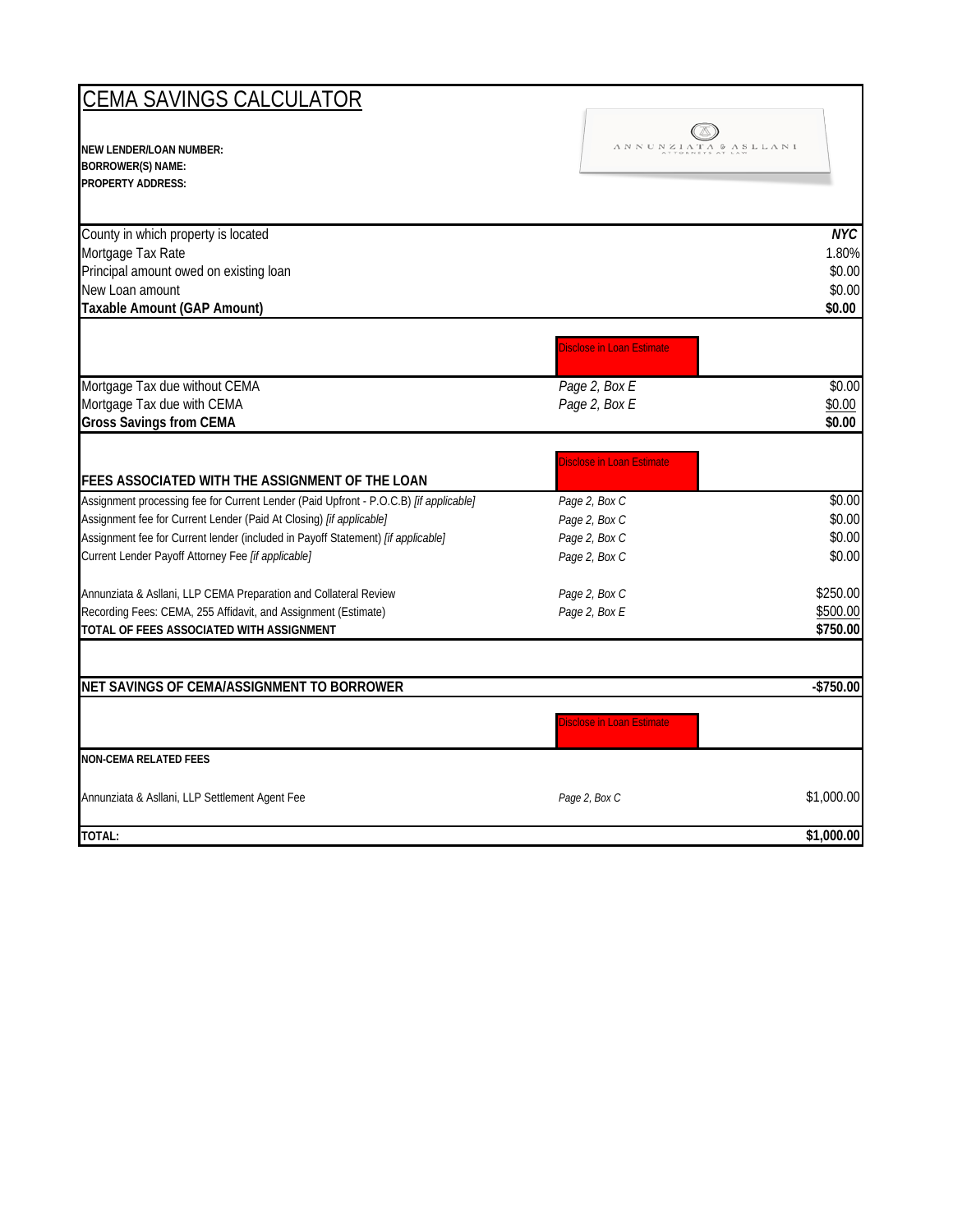# CEMA SAVINGS CALCULATOR

**NEW LENDER/LOAN NUMBER:**
**BORROWER(S) NAME:**
**PROPERTY ADDRESS:**

ANNUNZIATA & ASLLANI
ATTORNEYS AT LAW

| | | |
|---|---|---|
| County in which property is located | | ***NYC*** |
| Mortgage Tax Rate | | 1.80% |
| Principal amount owed on existing loan | | $0.00 |
| New Loan amount | | $0.00 |
| **Taxable Amount (GAP Amount)** | | **$0.00** |
| | Disclose in Loan Estimate | |
| Mortgage Tax due without CEMA | *Page 2, Box E* | $0.00 |
| Mortgage Tax due with CEMA | *Page 2, Box E* | $0.00 |
| **Gross Savings from CEMA** | | **$0.00** |
| | Disclose in Loan Estimate | |
| **FEES ASSOCIATED WITH THE ASSIGNMENT OF THE LOAN** | | |
| Assignment processing fee for Current Lender (Paid Upfront - P.O.C.B) *[if applicable]* | *Page 2, Box C* | $0.00 |
| Assignment fee for Current Lender (Paid At Closing) *[if applicable]* | *Page 2, Box C* | $0.00 |
| Assignment fee for Current lender (included in Payoff Statement) *[if applicable]* | *Page 2, Box C* | $0.00 |
| Current Lender Payoff Attorney Fee *[if applicable]* | *Page 2, Box C* | $0.00 |
| Annunziata & Asllani, LLP CEMA Preparation and Collateral Review | *Page 2, Box C* | $250.00 |
| Recording Fees: CEMA, 255 Affidavit, and Assignment (Estimate) | *Page 2, Box E* | $500.00 |
| **TOTAL OF FEES ASSOCIATED WITH ASSIGNMENT** | | **$750.00** |
| **NET SAVINGS OF CEMA/ASSIGNMENT TO BORROWER** | | **-$750.00** |
| | Disclose in Loan Estimate | |
| **NON-CEMA RELATED FEES** | | |
| Annunziata & Asllani, LLP Settlement Agent Fee | *Page 2, Box C* | $1,000.00 |
| **TOTAL:** | | **$1,000.00** |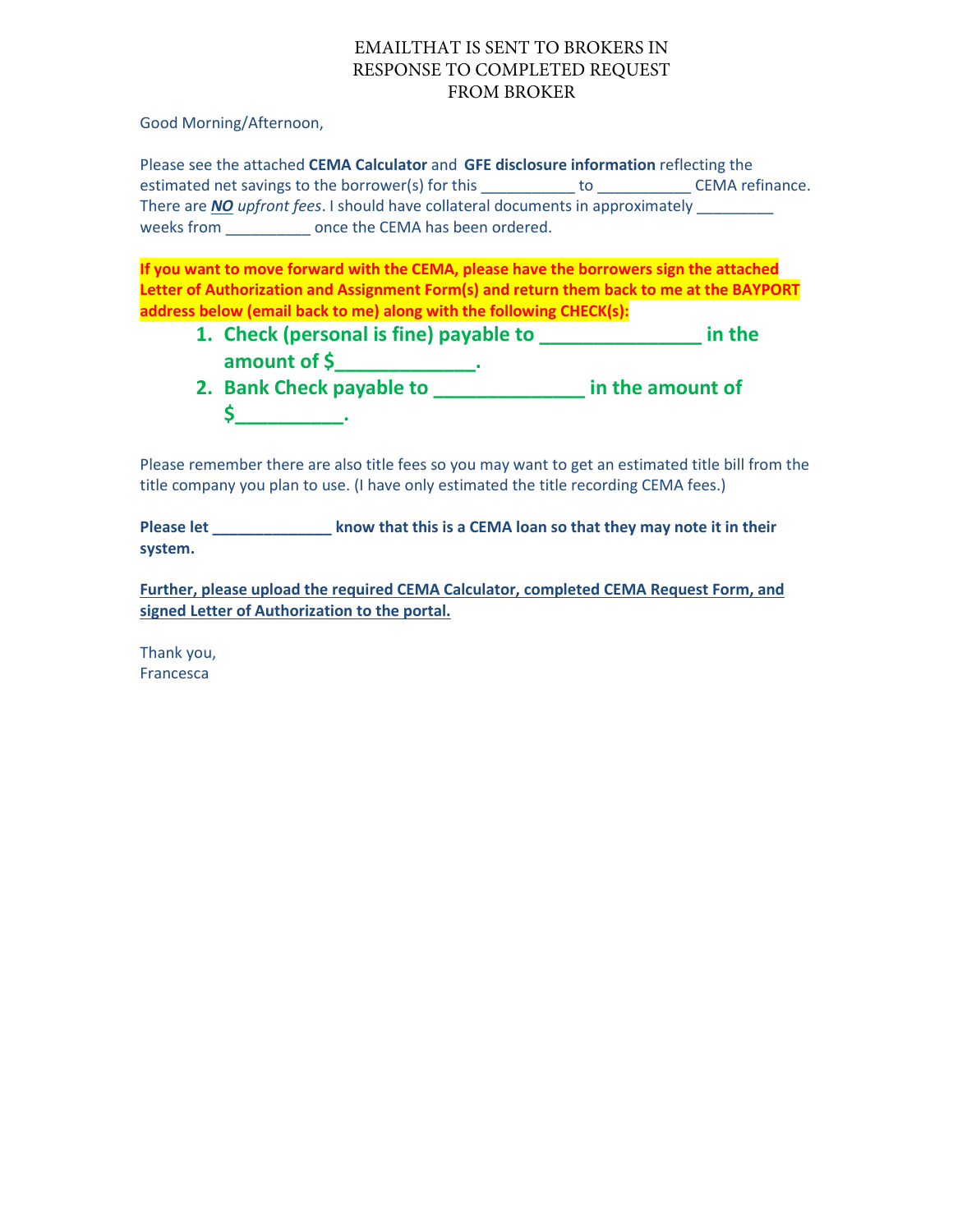# EMAILTHAT IS SENT TO BROKERS IN RESPONSE TO COMPLETED REQUEST FROM BROKER

Good Morning/Afternoon,

Please see the attached **CEMA Calculator** and **GFE disclosure information** reflecting the estimated net savings to the borrower(s) for this ___________ to ___________ CEMA refinance. There are ***NO*** *upfront fees*. I should have collateral documents in approximately _________ weeks from __________ once the CEMA has been ordered.

**If you want to move forward with the CEMA, please have the borrowers sign the attached Letter of Authorization and Assignment Form(s) and return them back to me at the BAYPORT address below (email back to me) along with the following CHECK(s):**

1. **Check (personal is fine) payable to _______________ in the amount of $_____________.**
2. **Bank Check payable to ______________ in the amount of $__________.**

Please remember there are also title fees so you may want to get an estimated title bill from the title company you plan to use. (I have only estimated the title recording CEMA fees.)

**Please let ______________ know that this is a CEMA loan so that they may note it in their system.**

<u>**Further, please upload the required CEMA Calculator, completed CEMA Request Form, and signed Letter of Authorization to the portal.**</u>

Thank you,
Francesca